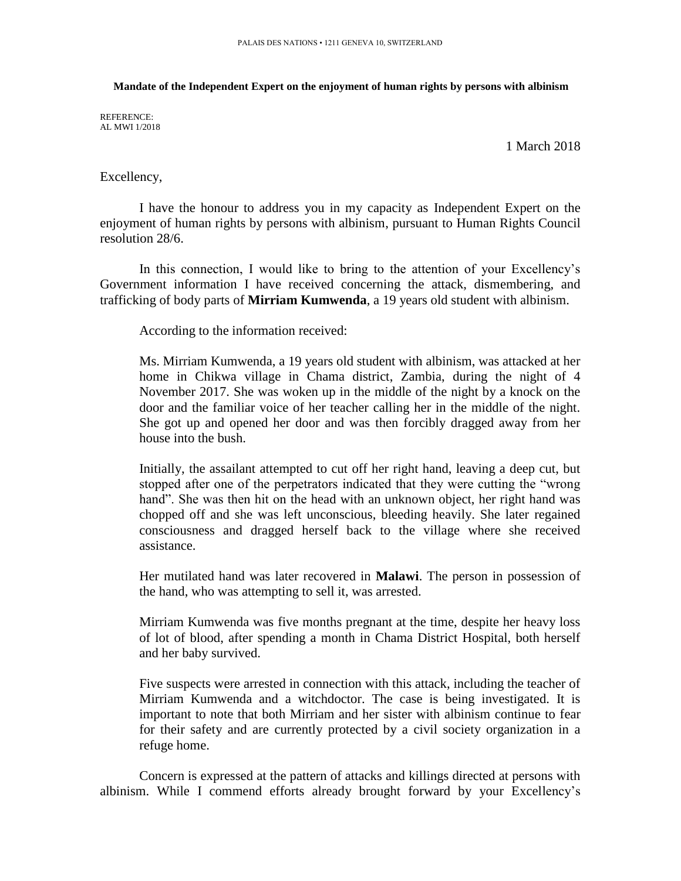PALAIS DES NATIONS • 1211 GENEVA 10, SWITZERLAND

**Mandate of the Independent Expert on the enjoyment of human rights by persons with albinism**

REFERENCE:
AL MWI 1/2018

1 March 2018

Excellency,

I have the honour to address you in my capacity as Independent Expert on the enjoyment of human rights by persons with albinism, pursuant to Human Rights Council resolution 28/6.

In this connection, I would like to bring to the attention of your Excellency's Government information I have received concerning the attack, dismembering, and trafficking of body parts of **Mirriam Kumwenda**, a 19 years old student with albinism.

According to the information received:

Ms. Mirriam Kumwenda, a 19 years old student with albinism, was attacked at her home in Chikwa village in Chama district, Zambia, during the night of 4 November 2017. She was woken up in the middle of the night by a knock on the door and the familiar voice of her teacher calling her in the middle of the night. She got up and opened her door and was then forcibly dragged away from her house into the bush.

Initially, the assailant attempted to cut off her right hand, leaving a deep cut, but stopped after one of the perpetrators indicated that they were cutting the "wrong hand". She was then hit on the head with an unknown object, her right hand was chopped off and she was left unconscious, bleeding heavily. She later regained consciousness and dragged herself back to the village where she received assistance.

Her mutilated hand was later recovered in **Malawi**. The person in possession of the hand, who was attempting to sell it, was arrested.

Mirriam Kumwenda was five months pregnant at the time, despite her heavy loss of lot of blood, after spending a month in Chama District Hospital, both herself and her baby survived.

Five suspects were arrested in connection with this attack, including the teacher of Mirriam Kumwenda and a witchdoctor. The case is being investigated. It is important to note that both Mirriam and her sister with albinism continue to fear for their safety and are currently protected by a civil society organization in a refuge home.

Concern is expressed at the pattern of attacks and killings directed at persons with albinism. While I commend efforts already brought forward by your Excellency's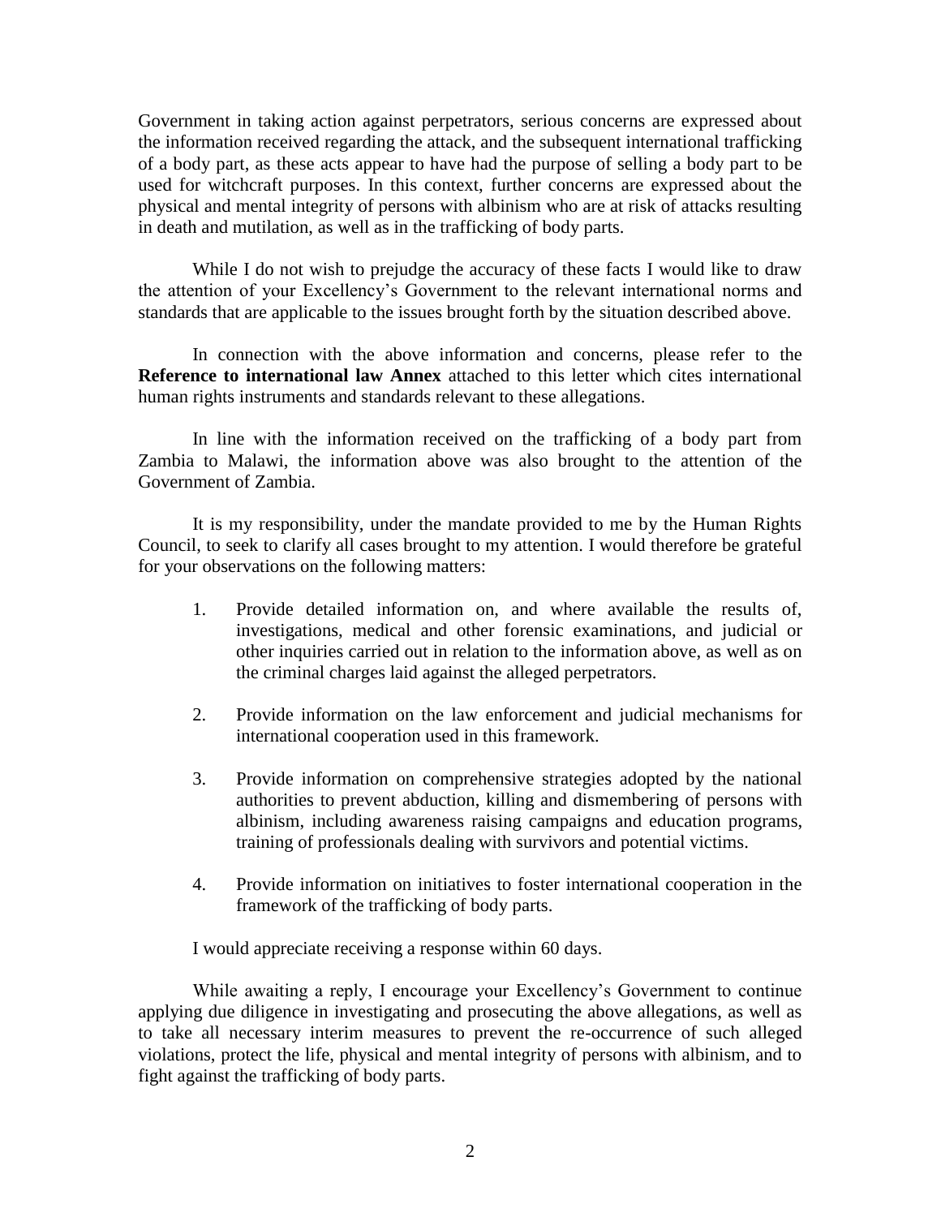Government in taking action against perpetrators, serious concerns are expressed about the information received regarding the attack, and the subsequent international trafficking of a body part, as these acts appear to have had the purpose of selling a body part to be used for witchcraft purposes. In this context, further concerns are expressed about the physical and mental integrity of persons with albinism who are at risk of attacks resulting in death and mutilation, as well as in the trafficking of body parts.

While I do not wish to prejudge the accuracy of these facts I would like to draw the attention of your Excellency's Government to the relevant international norms and standards that are applicable to the issues brought forth by the situation described above.

In connection with the above information and concerns, please refer to the **Reference to international law Annex** attached to this letter which cites international human rights instruments and standards relevant to these allegations.

In line with the information received on the trafficking of a body part from Zambia to Malawi, the information above was also brought to the attention of the Government of Zambia.

It is my responsibility, under the mandate provided to me by the Human Rights Council, to seek to clarify all cases brought to my attention. I would therefore be grateful for your observations on the following matters:

1. Provide detailed information on, and where available the results of, investigations, medical and other forensic examinations, and judicial or other inquiries carried out in relation to the information above, as well as on the criminal charges laid against the alleged perpetrators.

2. Provide information on the law enforcement and judicial mechanisms for international cooperation used in this framework.

3. Provide information on comprehensive strategies adopted by the national authorities to prevent abduction, killing and dismembering of persons with albinism, including awareness raising campaigns and education programs, training of professionals dealing with survivors and potential victims.

4. Provide information on initiatives to foster international cooperation in the framework of the trafficking of body parts.

I would appreciate receiving a response within 60 days.

While awaiting a reply, I encourage your Excellency's Government to continue applying due diligence in investigating and prosecuting the above allegations, as well as to take all necessary interim measures to prevent the re-occurrence of such alleged violations, protect the life, physical and mental integrity of persons with albinism, and to fight against the trafficking of body parts.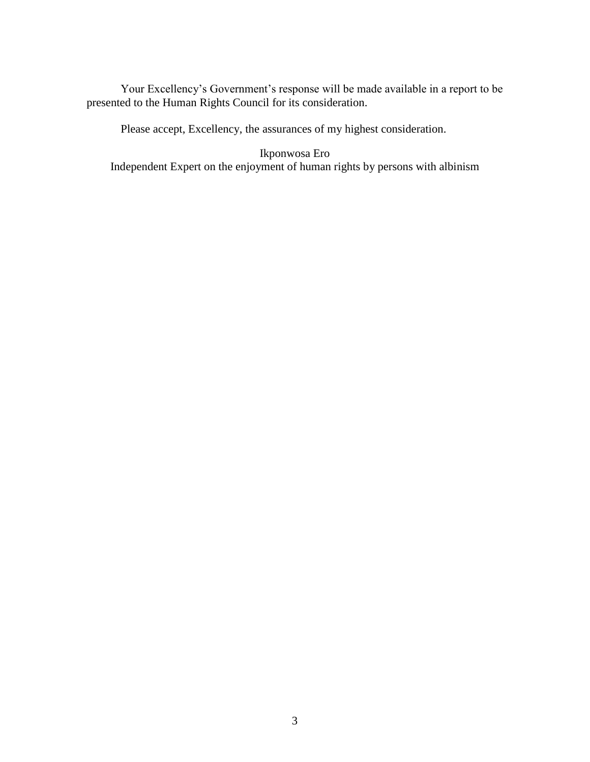Your Excellency's Government's response will be made available in a report to be presented to the Human Rights Council for its consideration.

Please accept, Excellency, the assurances of my highest consideration.

Ikponwosa Ero
Independent Expert on the enjoyment of human rights by persons with albinism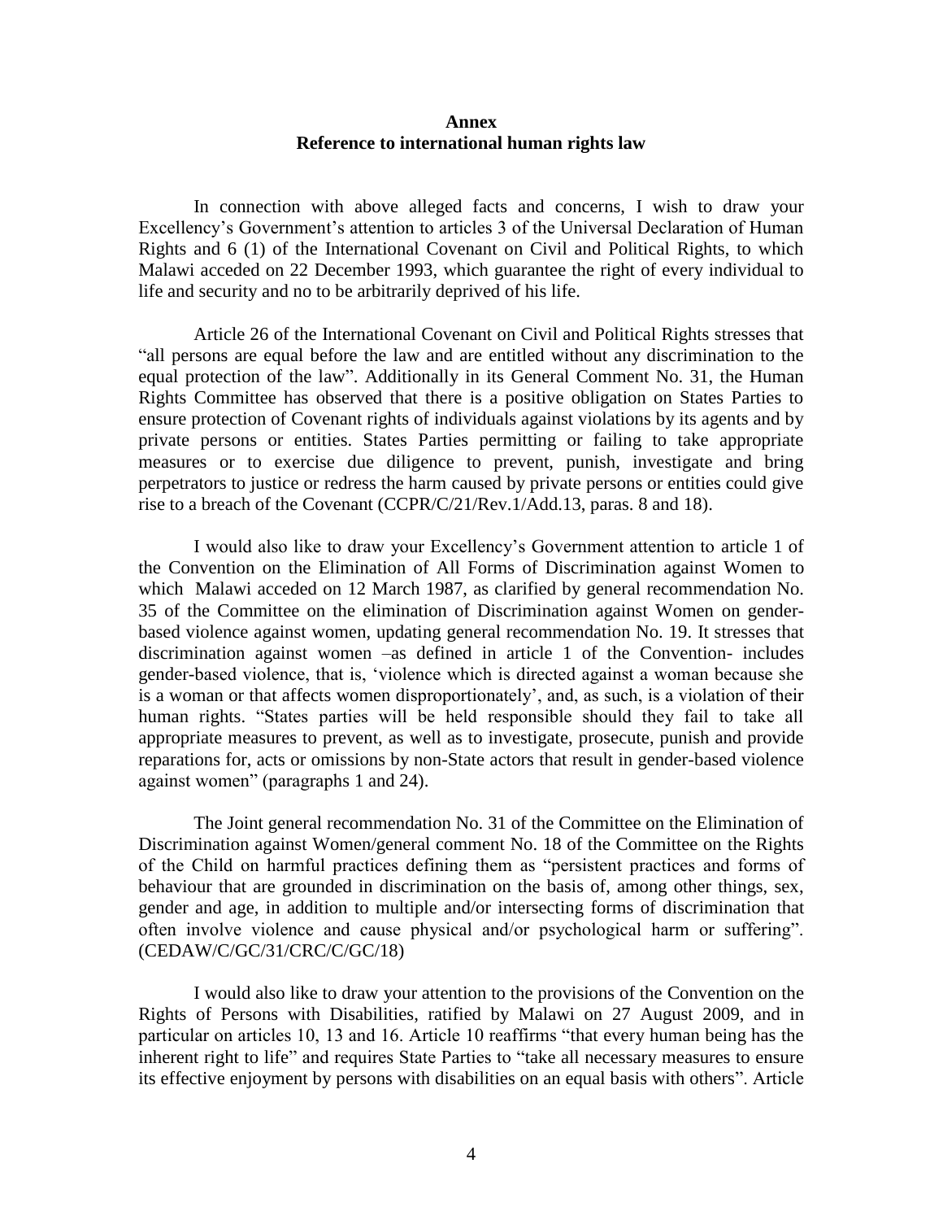**Annex**
**Reference to international human rights law**

In connection with above alleged facts and concerns, I wish to draw your Excellency's Government's attention to articles 3 of the Universal Declaration of Human Rights and 6 (1) of the International Covenant on Civil and Political Rights, to which Malawi acceded on 22 December 1993, which guarantee the right of every individual to life and security and no to be arbitrarily deprived of his life.

Article 26 of the International Covenant on Civil and Political Rights stresses that "all persons are equal before the law and are entitled without any discrimination to the equal protection of the law". Additionally in its General Comment No. 31, the Human Rights Committee has observed that there is a positive obligation on States Parties to ensure protection of Covenant rights of individuals against violations by its agents and by private persons or entities. States Parties permitting or failing to take appropriate measures or to exercise due diligence to prevent, punish, investigate and bring perpetrators to justice or redress the harm caused by private persons or entities could give rise to a breach of the Covenant (CCPR/C/21/Rev.1/Add.13, paras. 8 and 18).

I would also like to draw your Excellency's Government attention to article 1 of the Convention on the Elimination of All Forms of Discrimination against Women to which Malawi acceded on 12 March 1987, as clarified by general recommendation No. 35 of the Committee on the elimination of Discrimination against Women on gender-based violence against women, updating general recommendation No. 19. It stresses that discrimination against women –as defined in article 1 of the Convention- includes gender-based violence, that is, 'violence which is directed against a woman because she is a woman or that affects women disproportionately', and, as such, is a violation of their human rights. "States parties will be held responsible should they fail to take all appropriate measures to prevent, as well as to investigate, prosecute, punish and provide reparations for, acts or omissions by non-State actors that result in gender-based violence against women" (paragraphs 1 and 24).

The Joint general recommendation No. 31 of the Committee on the Elimination of Discrimination against Women/general comment No. 18 of the Committee on the Rights of the Child on harmful practices defining them as "persistent practices and forms of behaviour that are grounded in discrimination on the basis of, among other things, sex, gender and age, in addition to multiple and/or intersecting forms of discrimination that often involve violence and cause physical and/or psychological harm or suffering". (CEDAW/C/GC/31/CRC/C/GC/18)

I would also like to draw your attention to the provisions of the Convention on the Rights of Persons with Disabilities, ratified by Malawi on 27 August 2009, and in particular on articles 10, 13 and 16. Article 10 reaffirms "that every human being has the inherent right to life" and requires State Parties to "take all necessary measures to ensure its effective enjoyment by persons with disabilities on an equal basis with others". Article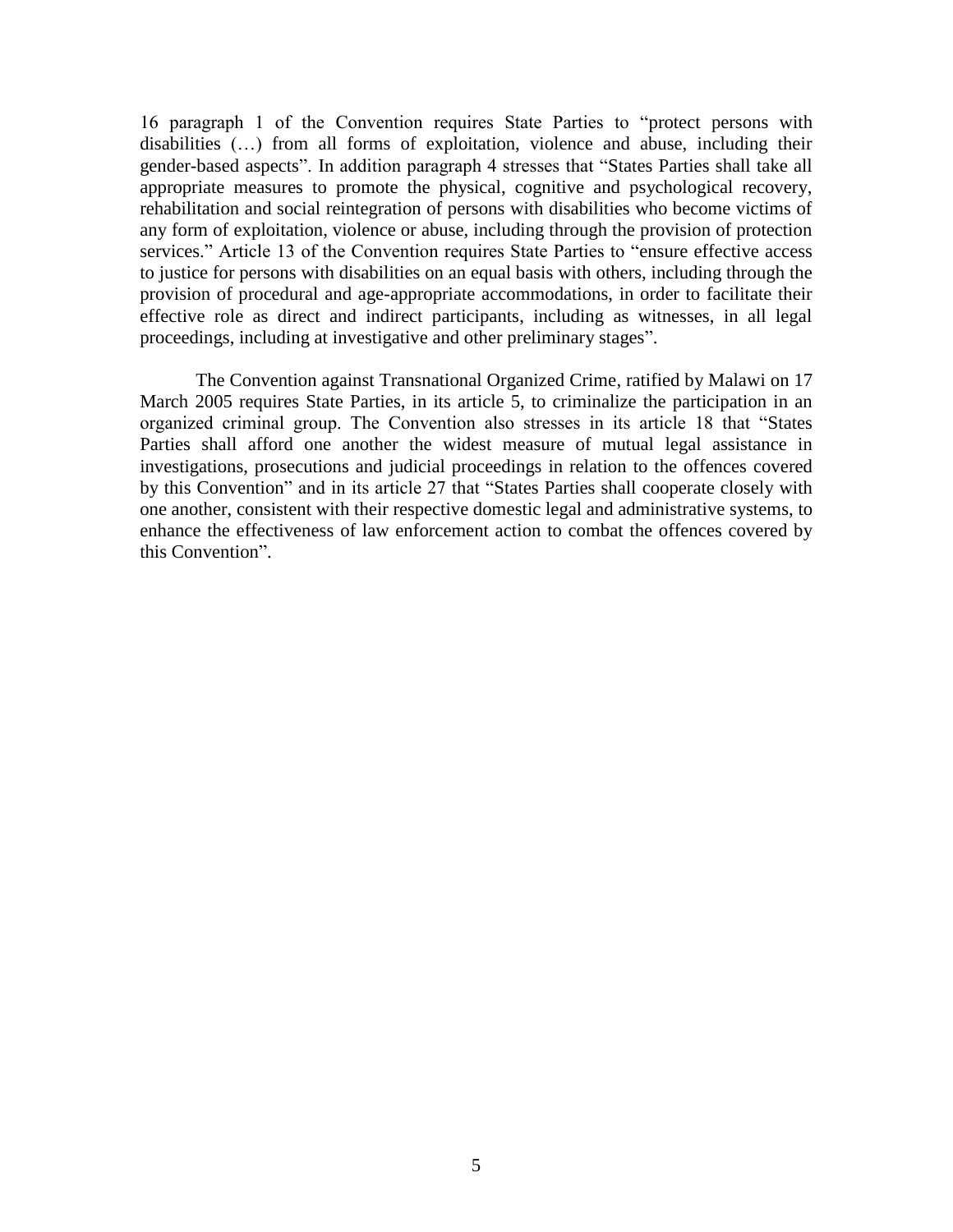16 paragraph 1 of the Convention requires State Parties to "protect persons with disabilities (…) from all forms of exploitation, violence and abuse, including their gender-based aspects". In addition paragraph 4 stresses that "States Parties shall take all appropriate measures to promote the physical, cognitive and psychological recovery, rehabilitation and social reintegration of persons with disabilities who become victims of any form of exploitation, violence or abuse, including through the provision of protection services." Article 13 of the Convention requires State Parties to "ensure effective access to justice for persons with disabilities on an equal basis with others, including through the provision of procedural and age-appropriate accommodations, in order to facilitate their effective role as direct and indirect participants, including as witnesses, in all legal proceedings, including at investigative and other preliminary stages".

The Convention against Transnational Organized Crime, ratified by Malawi on 17 March 2005 requires State Parties, in its article 5, to criminalize the participation in an organized criminal group. The Convention also stresses in its article 18 that "States Parties shall afford one another the widest measure of mutual legal assistance in investigations, prosecutions and judicial proceedings in relation to the offences covered by this Convention" and in its article 27 that "States Parties shall cooperate closely with one another, consistent with their respective domestic legal and administrative systems, to enhance the effectiveness of law enforcement action to combat the offences covered by this Convention".